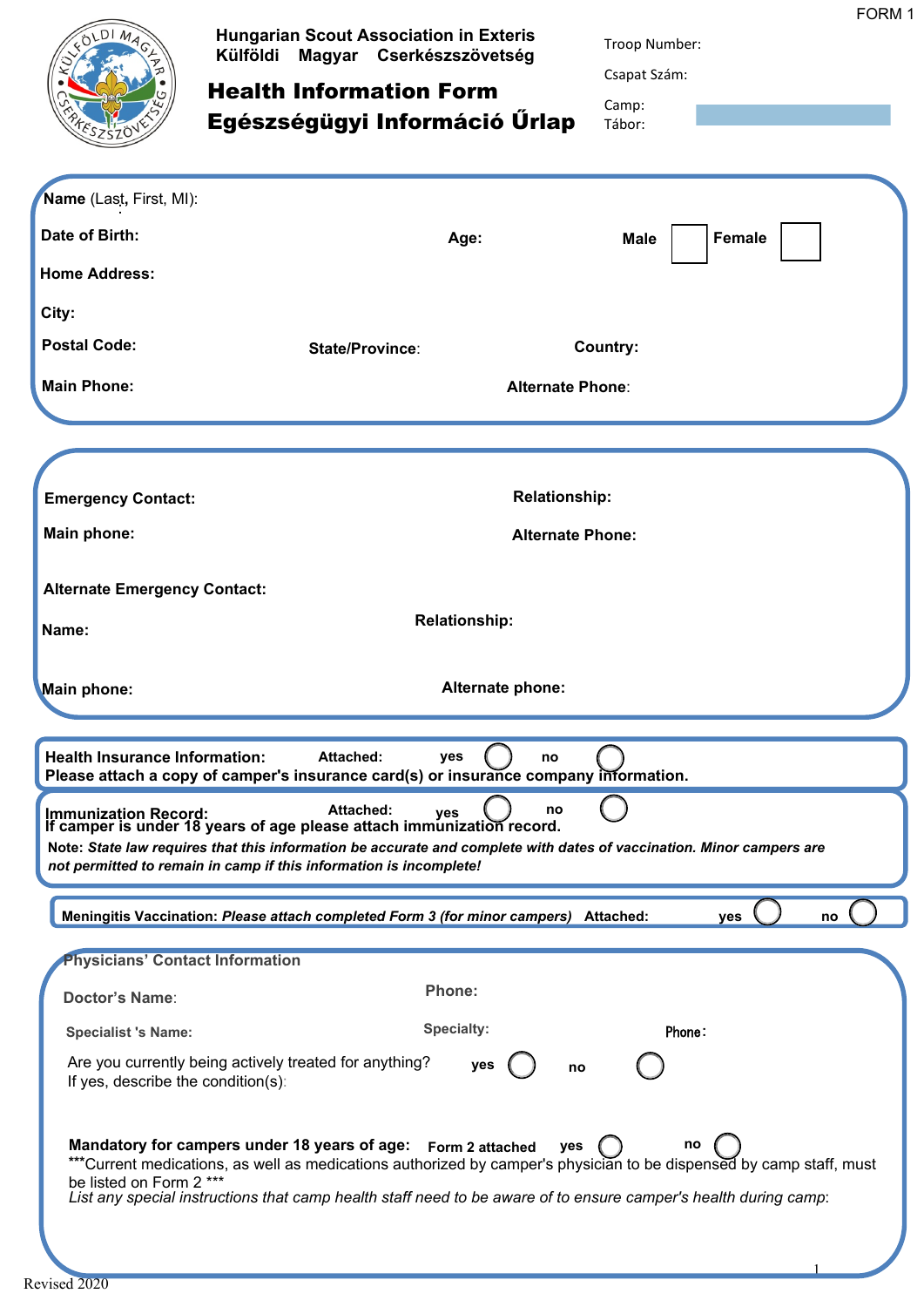FORM 1

**Hungarian Scout Association in Exteris**
**Külföldi Magyar Cserkészszövetség**

# Health Information Form
# Egészségügyi Információ Űrlap

Troop Number:

Csapat Szám:

Camp:
Tábor:

**Name** (Last, First, MI):

**Date of Birth:** **Age:** **Male** ☐ **Female** ☐

**Home Address:**

**City:**

**Postal Code:** **State/Province:** **Country:**

**Main Phone:** **Alternate Phone:**

**Emergency Contact:** **Relationship:**

**Main phone:** **Alternate Phone:**

**Alternate Emergency Contact:**

**Name:** **Relationship:**

**Main phone:** **Alternate phone:**

**Health Insurance Information:** **Attached:** **yes** ◯ **no** ◯
**Please attach a copy of camper's insurance card(s) or insurance company information.**

**Immunization Record:** **Attached:** **yes** ◯ **no** ◯
**If camper is under 18 years of age please attach immunization record.**

**Note:** ***State law requires that this information be accurate and complete with dates of vaccination. Minor campers are not permitted to remain in camp if this information is incomplete!***

**Meningitis Vaccination:** ***Please attach completed Form 3 (for minor campers)*** **Attached:** **yes** ◯ **no** ◯

**Physicians' Contact Information**

**Doctor's Name:** **Phone:**

**Specialist 's Name:** **Specialty:** **Phone:**

Are you currently being actively treated for anything? **yes** ◯ **no** ◯
If yes, describe the condition(s):

**Mandatory for campers under 18 years of age:** **Form 2 attached** **yes** ◯ **no** ◯
***Current medications, as well as medications authorized by camper's physician to be dispensed by camp staff, must be listed on Form 2 ***
*List any special instructions that camp health staff need to be aware of to ensure camper's health during camp:*

Revised 2020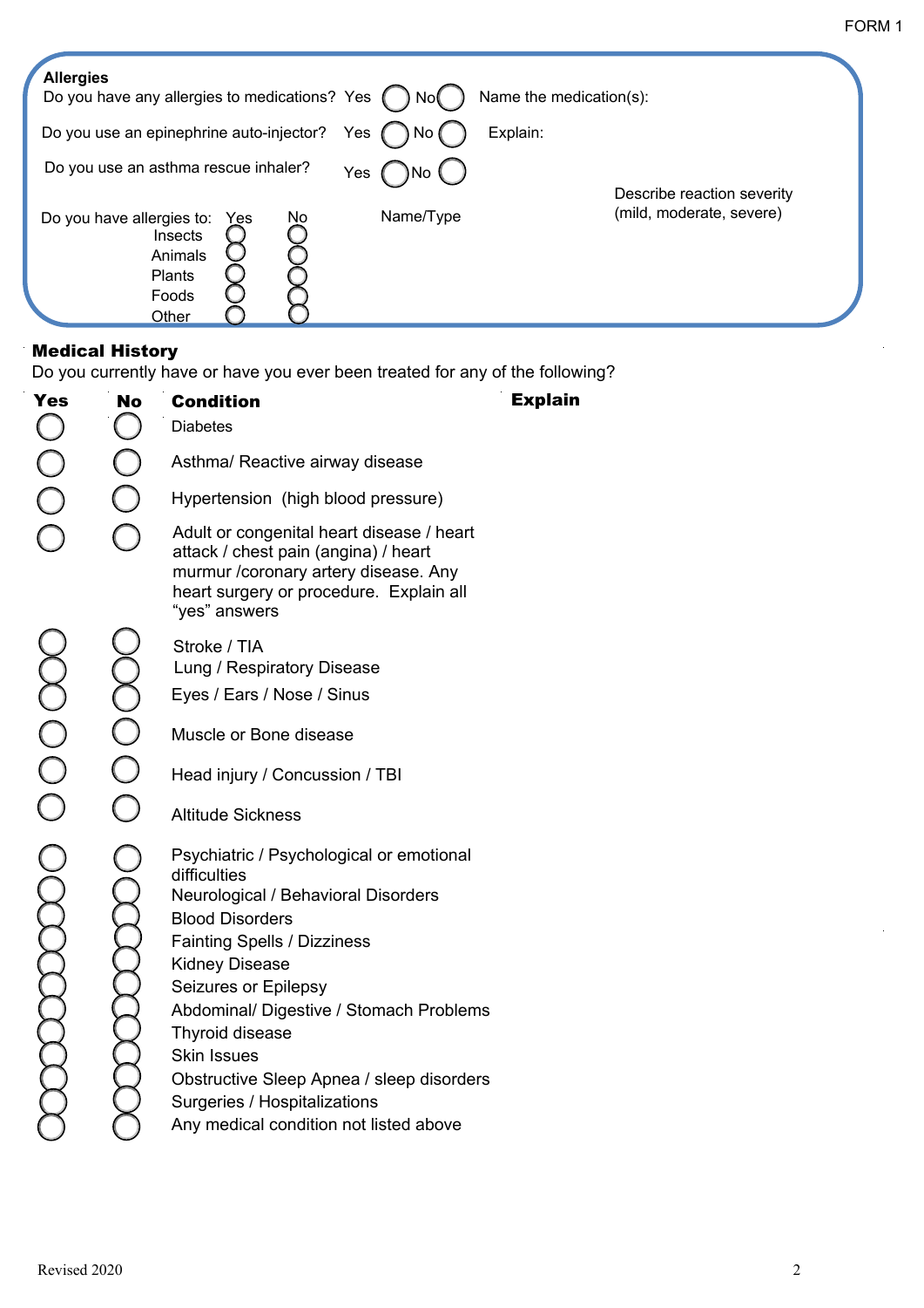FORM 1

**Allergies**

Do you have any allergies to medications? Yes ◯ No ◯ Name the medication(s):

Do you use an epinephrine auto-injector? Yes ◯ No ◯ Explain:

Do you use an asthma rescue inhaler? Yes ◯ No ◯

| Do you have allergies to: | Yes | No | Name/Type | Describe reaction severity (mild, moderate, severe) |
|---|---|---|---|---|
| Insects | ◯ | ◯ | | |
| Animals | ◯ | ◯ | | |
| Plants | ◯ | ◯ | | |
| Foods | ◯ | ◯ | | |
| Other | ◯ | ◯ | | |

## Medical History

Do you currently have or have you ever been treated for any of the following?

| Yes | No | Condition | Explain |
|---|---|---|---|
| ◯ | ◯ | Diabetes | |
| ◯ | ◯ | Asthma/ Reactive airway disease | |
| ◯ | ◯ | Hypertension (high blood pressure) | |
| ◯ | ◯ | Adult or congenital heart disease / heart attack / chest pain (angina) / heart murmur /coronary artery disease. Any heart surgery or procedure. Explain all "yes" answers | |
| ◯ | ◯ | Stroke / TIA | |
| ◯ | ◯ | Lung / Respiratory Disease | |
| ◯ | ◯ | Eyes / Ears / Nose / Sinus | |
| ◯ | ◯ | Muscle or Bone disease | |
| ◯ | ◯ | Head injury / Concussion / TBI | |
| ◯ | ◯ | Altitude Sickness | |
| ◯ | ◯ | Psychiatric / Psychological or emotional difficulties | |
| ◯ | ◯ | Neurological / Behavioral Disorders | |
| ◯ | ◯ | Blood Disorders | |
| ◯ | ◯ | Fainting Spells / Dizziness | |
| ◯ | ◯ | Kidney Disease | |
| ◯ | ◯ | Seizures or Epilepsy | |
| ◯ | ◯ | Abdominal/ Digestive / Stomach Problems | |
| ◯ | ◯ | Thyroid disease | |
| ◯ | ◯ | Skin Issues | |
| ◯ | ◯ | Obstructive Sleep Apnea / sleep disorders | |
| ◯ | ◯ | Surgeries / Hospitalizations | |
| ◯ | ◯ | Any medical condition not listed above | |

Revised 2020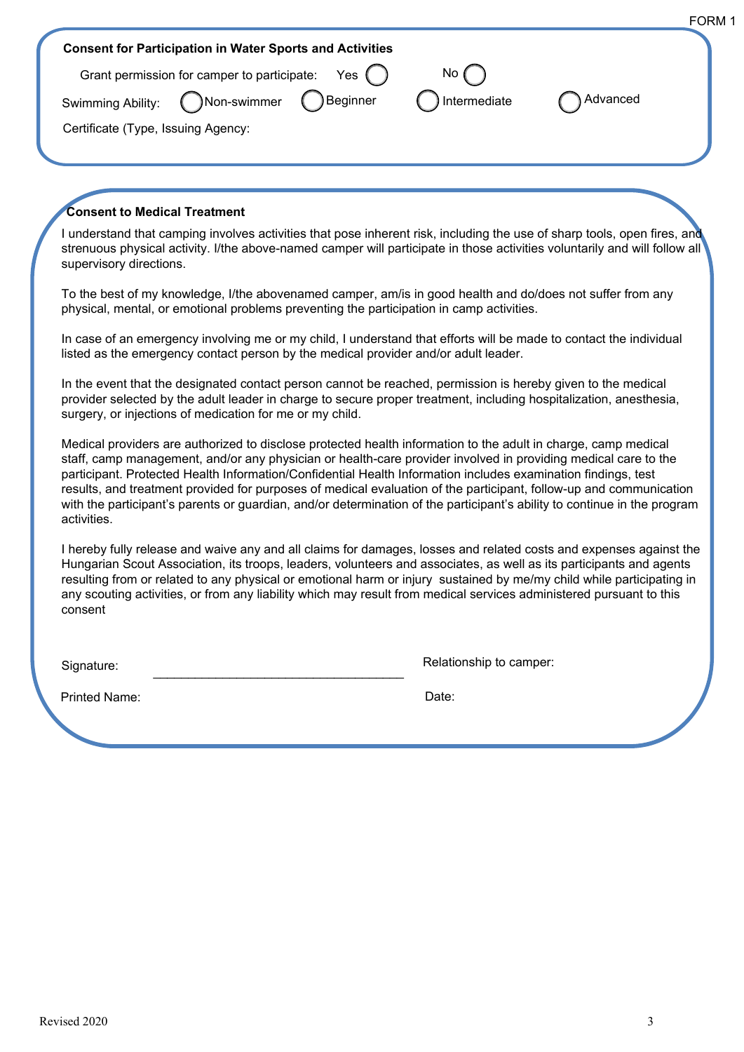FORM 1

**Consent for Participation in Water Sports and Activities**

Grant permission for camper to participate: Yes ◯ No ◯

Swimming Ability: ◯ Non-swimmer ◯ Beginner ◯ Intermediate ◯ Advanced

Certificate (Type, Issuing Agency:

**Consent to Medical Treatment**

I understand that camping involves activities that pose inherent risk, including the use of sharp tools, open fires, and strenuous physical activity. I/the above-named camper will participate in those activities voluntarily and will follow all supervisory directions.

To the best of my knowledge, I/the abovenamed camper, am/is in good health and do/does not suffer from any physical, mental, or emotional problems preventing the participation in camp activities.

In case of an emergency involving me or my child, I understand that efforts will be made to contact the individual listed as the emergency contact person by the medical provider and/or adult leader.

In the event that the designated contact person cannot be reached, permission is hereby given to the medical provider selected by the adult leader in charge to secure proper treatment, including hospitalization, anesthesia, surgery, or injections of medication for me or my child.

Medical providers are authorized to disclose protected health information to the adult in charge, camp medical staff, camp management, and/or any physician or health-care provider involved in providing medical care to the participant. Protected Health Information/Confidential Health Information includes examination findings, test results, and treatment provided for purposes of medical evaluation of the participant, follow-up and communication with the participant's parents or guardian, and/or determination of the participant's ability to continue in the program activities.

I hereby fully release and waive any and all claims for damages, losses and related costs and expenses against the Hungarian Scout Association, its troops, leaders, volunteers and associates, as well as its participants and agents resulting from or related to any physical or emotional harm or injury sustained by me/my child while participating in any scouting activities, or from any liability which may result from medical services administered pursuant to this consent

Signature: ___________________________________ Relationship to camper:

Printed Name: Date:

Revised 2020